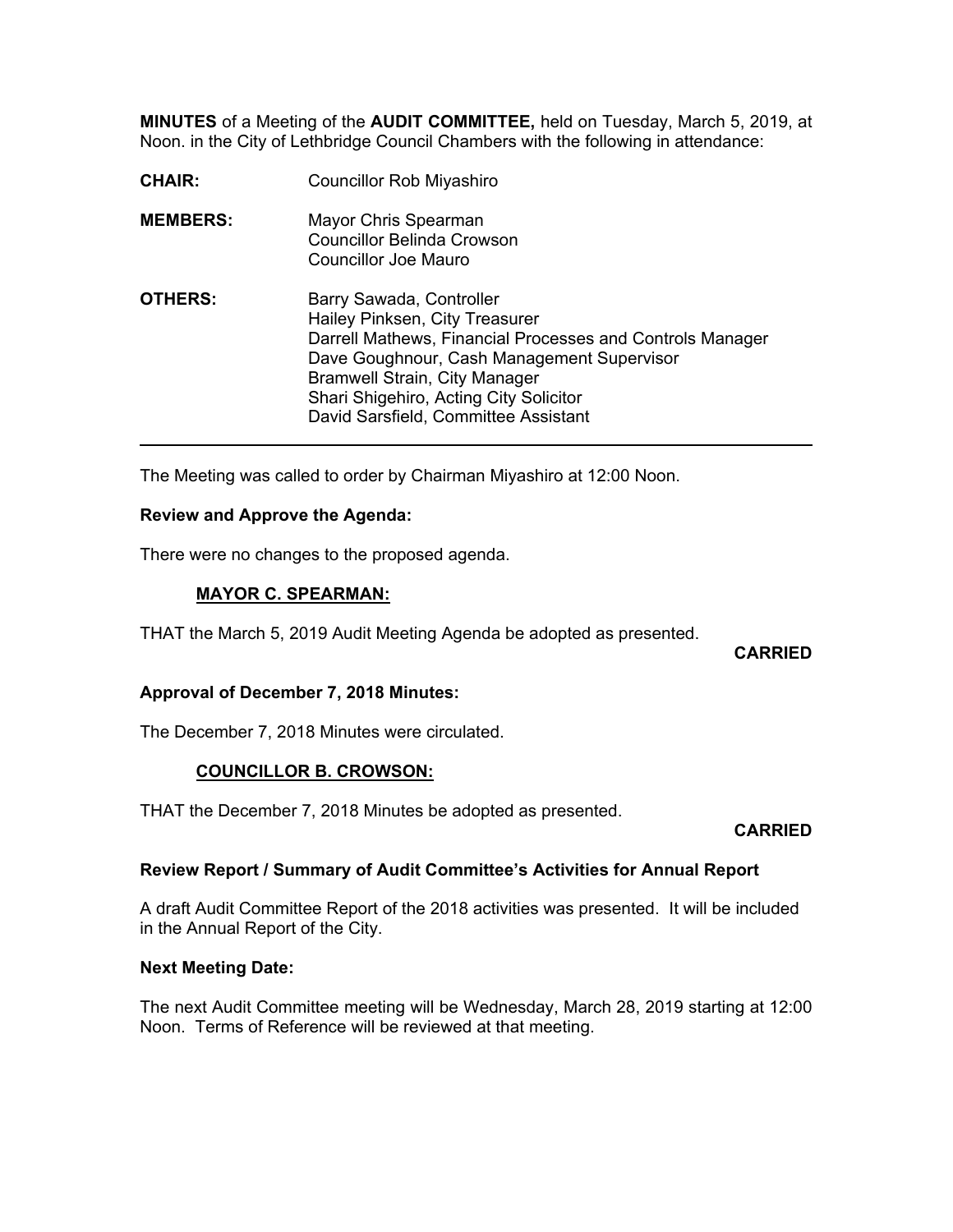**MINUTES** of a Meeting of the **AUDIT COMMITTEE,** held on Tuesday, March 5, 2019, at Noon. in the City of Lethbridge Council Chambers with the following in attendance:

**CHAIR:** Councillor Rob Miyashiro

**MEMBERS:** Mayor Chris Spearman
Councillor Belinda Crowson
Councillor Joe Mauro

**OTHERS:** Barry Sawada, Controller
Hailey Pinksen, City Treasurer
Darrell Mathews, Financial Processes and Controls Manager
Dave Goughnour, Cash Management Supervisor
Bramwell Strain, City Manager
Shari Shigehiro, Acting City Solicitor
David Sarsfield, Committee Assistant

---

The Meeting was called to order by Chairman Miyashiro at 12:00 Noon.

**Review and Approve the Agenda:**

There were no changes to the proposed agenda.

**MAYOR C. SPEARMAN:**

THAT the March 5, 2019 Audit Meeting Agenda be adopted as presented.

**CARRIED**

**Approval of December 7, 2018 Minutes:**

The December 7, 2018 Minutes were circulated.

**COUNCILLOR B. CROWSON:**

THAT the December 7, 2018 Minutes be adopted as presented.

**CARRIED**

**Review Report / Summary of Audit Committee's Activities for Annual Report**

A draft Audit Committee Report of the 2018 activities was presented. It will be included in the Annual Report of the City.

**Next Meeting Date:**

The next Audit Committee meeting will be Wednesday, March 28, 2019 starting at 12:00 Noon. Terms of Reference will be reviewed at that meeting.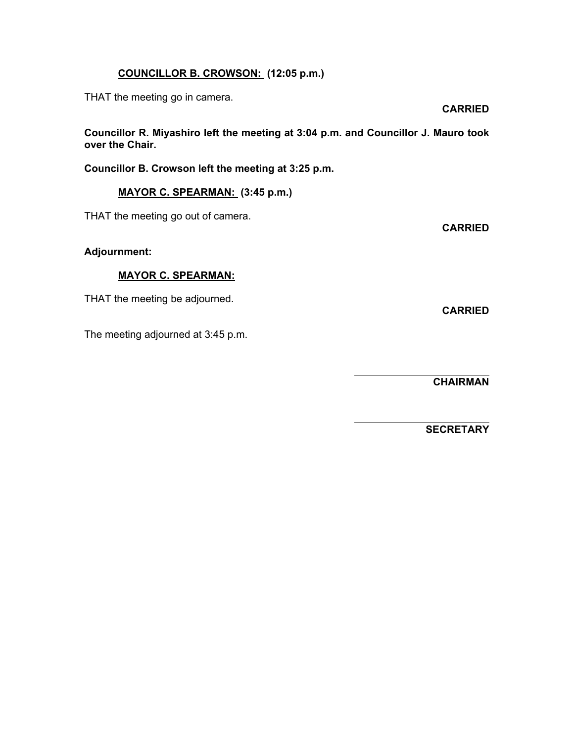**<u>COUNCILLOR B. CROWSON:</u> (12:05 p.m.)**

THAT the meeting go in camera.

**CARRIED**

**Councillor R. Miyashiro left the meeting at 3:04 p.m. and Councillor J. Mauro took over the Chair.**

**Councillor B. Crowson left the meeting at 3:25 p.m.**

**<u>MAYOR C. SPEARMAN:</u> (3:45 p.m.)**

THAT the meeting go out of camera.

**CARRIED**

**Adjournment:**

**<u>MAYOR C. SPEARMAN:</u>**

THAT the meeting be adjourned.

**CARRIED**

The meeting adjourned at 3:45 p.m.

______________________
**CHAIRMAN**

______________________
**SECRETARY**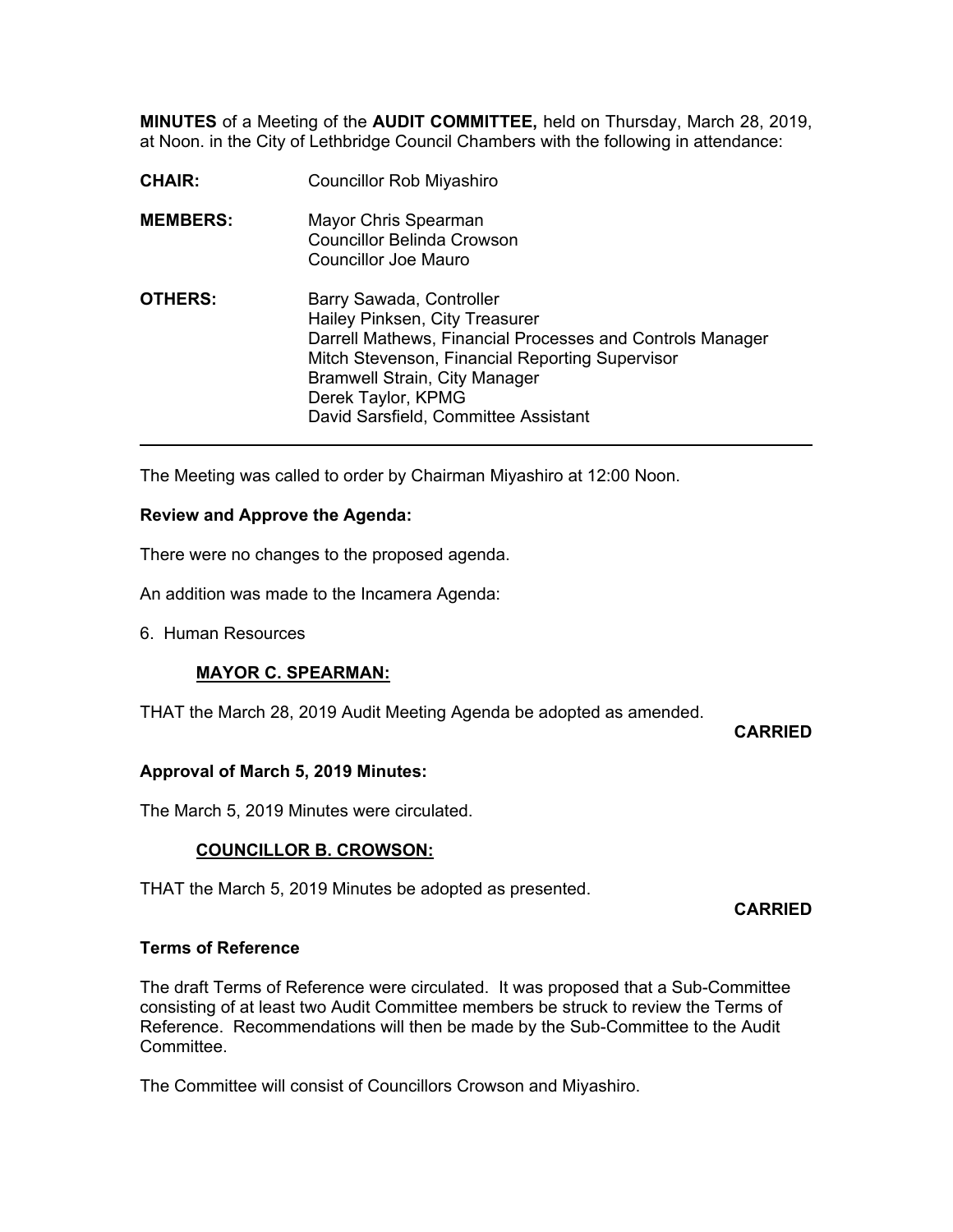**MINUTES** of a Meeting of the **AUDIT COMMITTEE,** held on Thursday, March 28, 2019, at Noon. in the City of Lethbridge Council Chambers with the following in attendance:

**CHAIR:** Councillor Rob Miyashiro

**MEMBERS:** Mayor Chris Spearman
Councillor Belinda Crowson
Councillor Joe Mauro

**OTHERS:** Barry Sawada, Controller
Hailey Pinksen, City Treasurer
Darrell Mathews, Financial Processes and Controls Manager
Mitch Stevenson, Financial Reporting Supervisor
Bramwell Strain, City Manager
Derek Taylor, KPMG
David Sarsfield, Committee Assistant

---

The Meeting was called to order by Chairman Miyashiro at 12:00 Noon.

**Review and Approve the Agenda:**

There were no changes to the proposed agenda.

An addition was made to the Incamera Agenda:

6. Human Resources

**MAYOR C. SPEARMAN:**

THAT the March 28, 2019 Audit Meeting Agenda be adopted as amended.

**CARRIED**

**Approval of March 5, 2019 Minutes:**

The March 5, 2019 Minutes were circulated.

**COUNCILLOR B. CROWSON:**

THAT the March 5, 2019 Minutes be adopted as presented.

**CARRIED**

**Terms of Reference**

The draft Terms of Reference were circulated. It was proposed that a Sub-Committee consisting of at least two Audit Committee members be struck to review the Terms of Reference. Recommendations will then be made by the Sub-Committee to the Audit Committee.

The Committee will consist of Councillors Crowson and Miyashiro.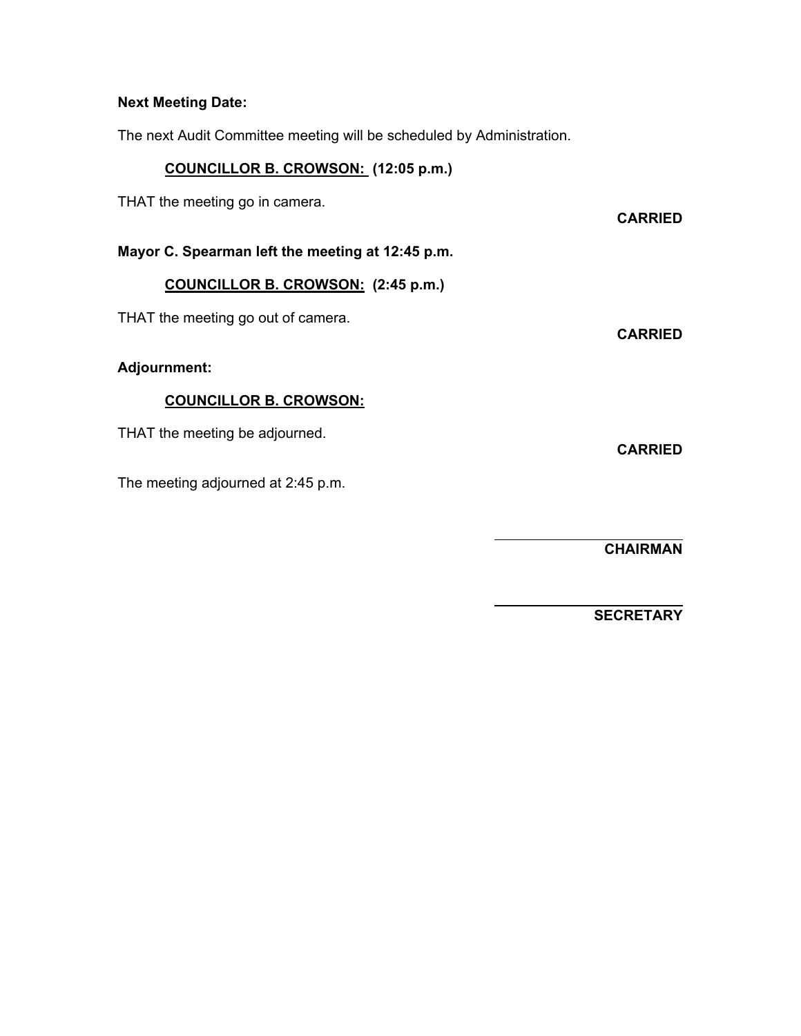**Next Meeting Date:**

The next Audit Committee meeting will be scheduled by Administration.

**COUNCILLOR B. CROWSON: (12:05 p.m.)**

THAT the meeting go in camera.

**CARRIED**

**Mayor C. Spearman left the meeting at 12:45 p.m.**

**COUNCILLOR B. CROWSON: (2:45 p.m.)**

THAT the meeting go out of camera.

**CARRIED**

**Adjournment:**

**COUNCILLOR B. CROWSON:**

THAT the meeting be adjourned.

**CARRIED**

The meeting adjourned at 2:45 p.m.

\_\_\_\_\_\_\_\_\_\_\_\_\_\_\_\_\_\_\_\_\_\_\_\_

**CHAIRMAN**

\_\_\_\_\_\_\_\_\_\_\_\_\_\_\_\_\_\_\_\_\_\_\_\_

**SECRETARY**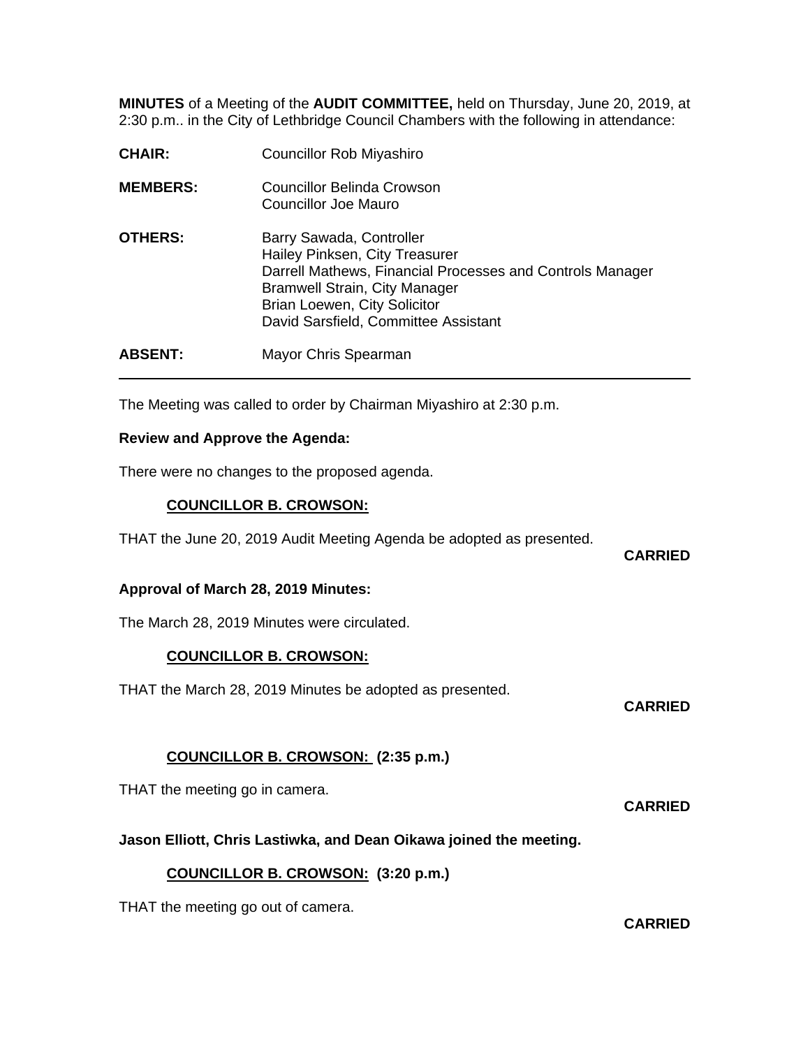**MINUTES** of a Meeting of the **AUDIT COMMITTEE,** held on Thursday, June 20, 2019, at 2:30 p.m.. in the City of Lethbridge Council Chambers with the following in attendance:

**CHAIR:** Councillor Rob Miyashiro

**MEMBERS:** Councillor Belinda Crowson
Councillor Joe Mauro

**OTHERS:** Barry Sawada, Controller
Hailey Pinksen, City Treasurer
Darrell Mathews, Financial Processes and Controls Manager
Bramwell Strain, City Manager
Brian Loewen, City Solicitor
David Sarsfield, Committee Assistant

**ABSENT:** Mayor Chris Spearman

---

The Meeting was called to order by Chairman Miyashiro at 2:30 p.m.

**Review and Approve the Agenda:**

There were no changes to the proposed agenda.

**COUNCILLOR B. CROWSON:**

THAT the June 20, 2019 Audit Meeting Agenda be adopted as presented.

**CARRIED**

**Approval of March 28, 2019 Minutes:**

The March 28, 2019 Minutes were circulated.

**COUNCILLOR B. CROWSON:**

THAT the March 28, 2019 Minutes be adopted as presented.

**CARRIED**

**COUNCILLOR B. CROWSON: (2:35 p.m.)**

THAT the meeting go in camera.

**CARRIED**

**Jason Elliott, Chris Lastiwka, and Dean Oikawa joined the meeting.**

**COUNCILLOR B. CROWSON: (3:20 p.m.)**

THAT the meeting go out of camera.

**CARRIED**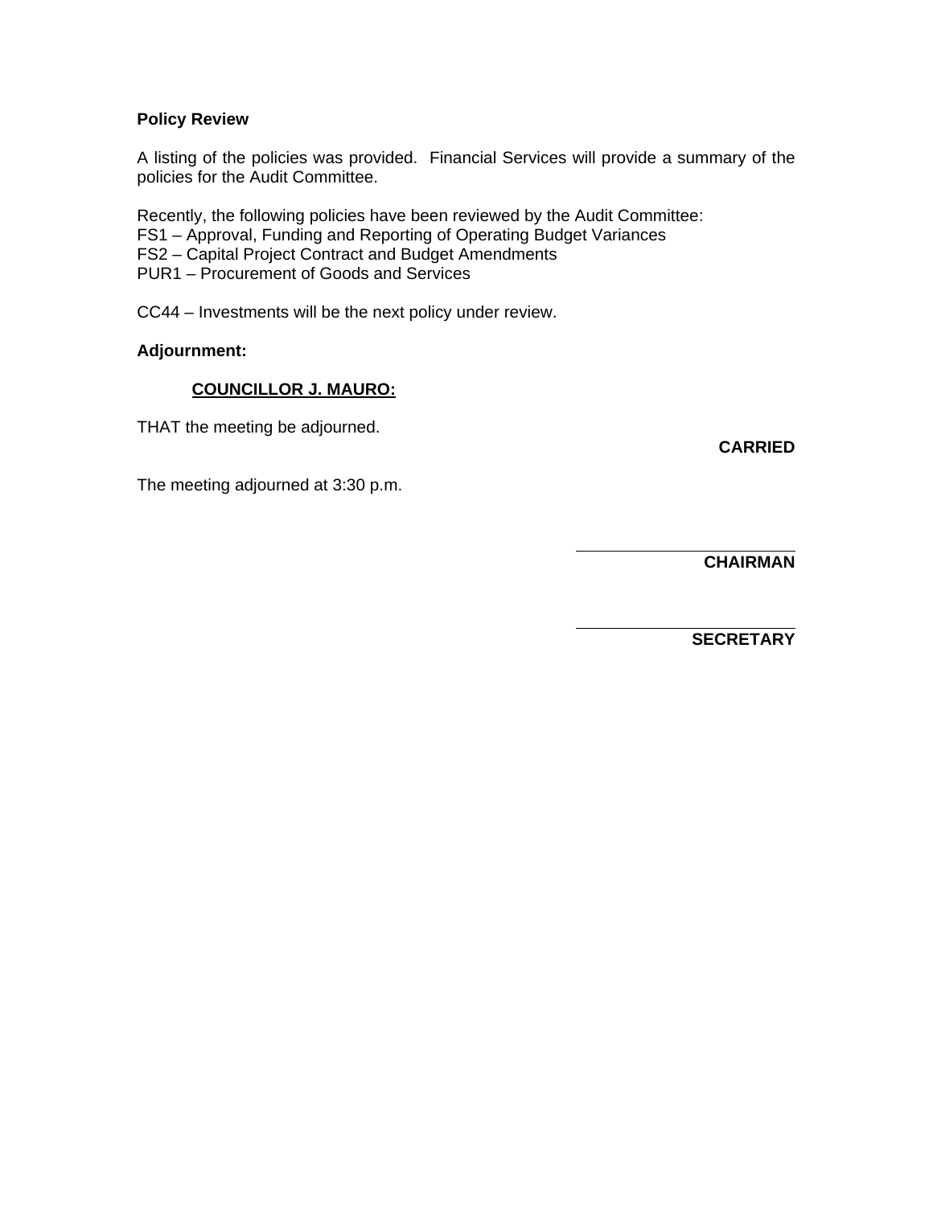**Policy Review**

A listing of the policies was provided. Financial Services will provide a summary of the policies for the Audit Committee.

Recently, the following policies have been reviewed by the Audit Committee:
FS1 – Approval, Funding and Reporting of Operating Budget Variances
FS2 – Capital Project Contract and Budget Amendments
PUR1 – Procurement of Goods and Services

CC44 – Investments will be the next policy under review.

**Adjournment:**

**COUNCILLOR J. MAURO:**

THAT the meeting be adjourned.

**CARRIED**

The meeting adjourned at 3:30 p.m.

\_\_\_\_\_\_\_\_\_\_\_\_\_\_\_\_\_\_\_\_
**CHAIRMAN**

\_\_\_\_\_\_\_\_\_\_\_\_\_\_\_\_\_\_\_\_
**SECRETARY**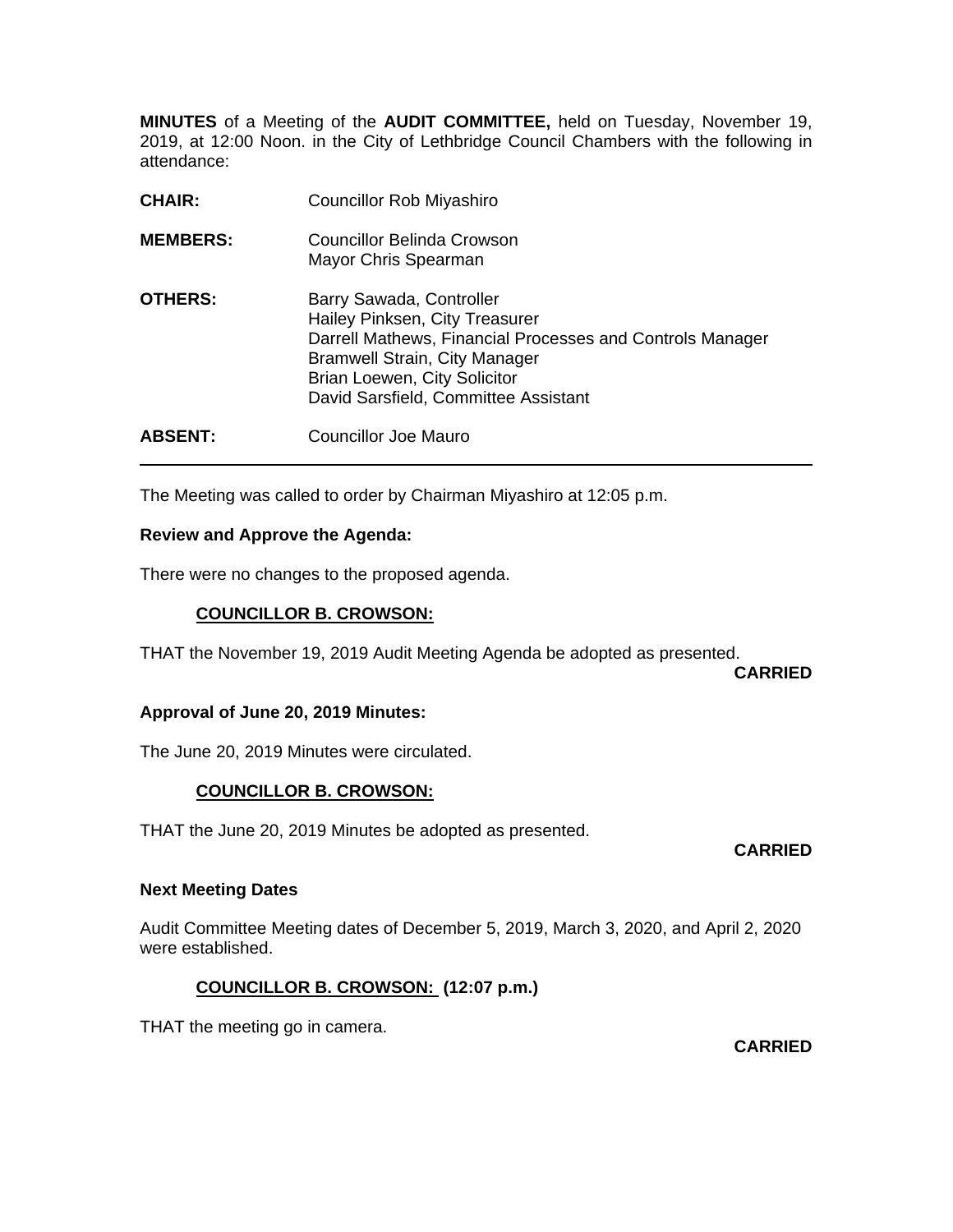**MINUTES** of a Meeting of the **AUDIT COMMITTEE,** held on Tuesday, November 19, 2019, at 12:00 Noon. in the City of Lethbridge Council Chambers with the following in attendance:

**CHAIR:** Councillor Rob Miyashiro

**MEMBERS:** Councillor Belinda Crowson
Mayor Chris Spearman

**OTHERS:** Barry Sawada, Controller
Hailey Pinksen, City Treasurer
Darrell Mathews, Financial Processes and Controls Manager
Bramwell Strain, City Manager
Brian Loewen, City Solicitor
David Sarsfield, Committee Assistant

**ABSENT:** Councillor Joe Mauro

---

The Meeting was called to order by Chairman Miyashiro at 12:05 p.m.

**Review and Approve the Agenda:**

There were no changes to the proposed agenda.

**COUNCILLOR B. CROWSON:**

THAT the November 19, 2019 Audit Meeting Agenda be adopted as presented.

**CARRIED**

**Approval of June 20, 2019 Minutes:**

The June 20, 2019 Minutes were circulated.

**COUNCILLOR B. CROWSON:**

THAT the June 20, 2019 Minutes be adopted as presented.

**CARRIED**

**Next Meeting Dates**

Audit Committee Meeting dates of December 5, 2019, March 3, 2020, and April 2, 2020 were established.

**COUNCILLOR B. CROWSON: (12:07 p.m.)**

THAT the meeting go in camera.

**CARRIED**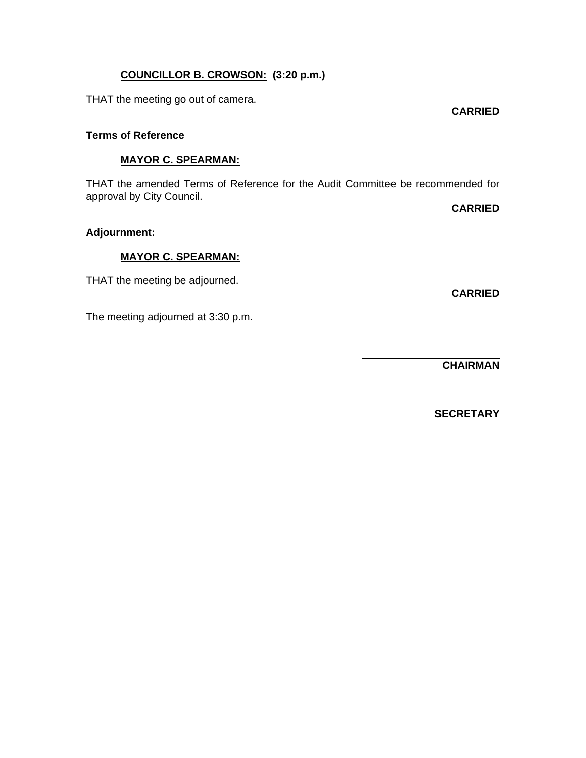**COUNCILLOR B. CROWSON: (3:20 p.m.)**

THAT the meeting go out of camera.

**CARRIED**

**Terms of Reference**

**MAYOR C. SPEARMAN:**

THAT the amended Terms of Reference for the Audit Committee be recommended for approval by City Council.

**CARRIED**

**Adjournment:**

**MAYOR C. SPEARMAN:**

THAT the meeting be adjourned.

**CARRIED**

The meeting adjourned at 3:30 p.m.

**CHAIRMAN**

**SECRETARY**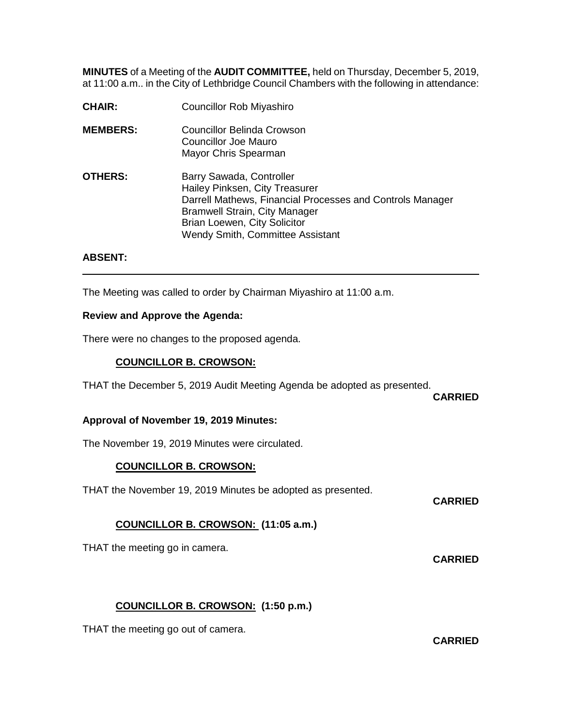**MINUTES** of a Meeting of the **AUDIT COMMITTEE,** held on Thursday, December 5, 2019, at 11:00 a.m.. in the City of Lethbridge Council Chambers with the following in attendance:

**CHAIR:** Councillor Rob Miyashiro

**MEMBERS:** Councillor Belinda Crowson
Councillor Joe Mauro
Mayor Chris Spearman

**OTHERS:** Barry Sawada, Controller
Hailey Pinksen, City Treasurer
Darrell Mathews, Financial Processes and Controls Manager
Bramwell Strain, City Manager
Brian Loewen, City Solicitor
Wendy Smith, Committee Assistant

**ABSENT:**

---

The Meeting was called to order by Chairman Miyashiro at 11:00 a.m.

**Review and Approve the Agenda:**

There were no changes to the proposed agenda.

**COUNCILLOR B. CROWSON:**

THAT the December 5, 2019 Audit Meeting Agenda be adopted as presented.

**CARRIED**

**Approval of November 19, 2019 Minutes:**

The November 19, 2019 Minutes were circulated.

**COUNCILLOR B. CROWSON:**

THAT the November 19, 2019 Minutes be adopted as presented.

**CARRIED**

**COUNCILLOR B. CROWSON: (11:05 a.m.)**

THAT the meeting go in camera.

**CARRIED**

**COUNCILLOR B. CROWSON: (1:50 p.m.)**

THAT the meeting go out of camera.

**CARRIED**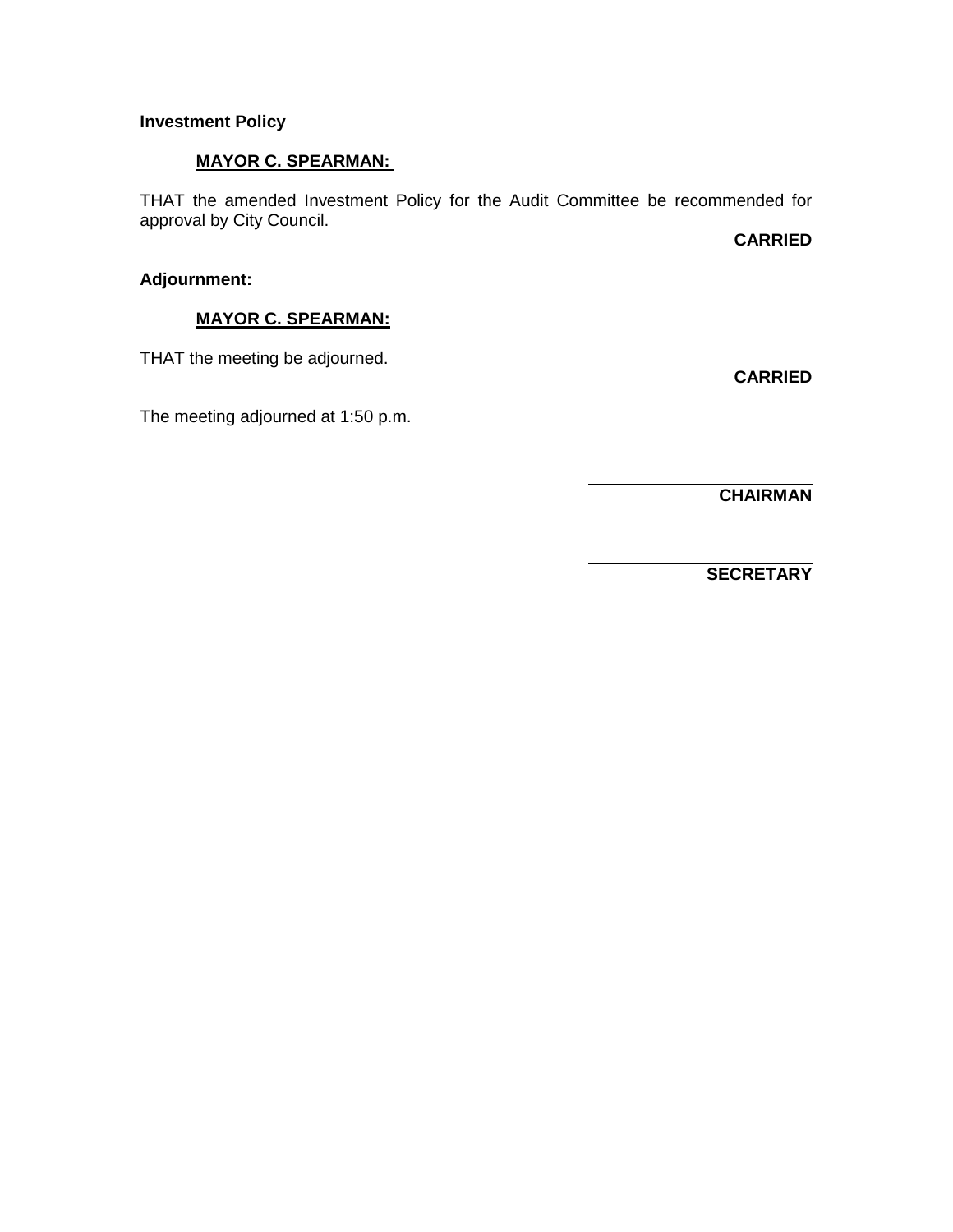**Investment Policy**

**MAYOR C. SPEARMAN:**

THAT the amended Investment Policy for the Audit Committee be recommended for approval by City Council.

**CARRIED**

**Adjournment:**

**MAYOR C. SPEARMAN:**

THAT the meeting be adjourned.

**CARRIED**

The meeting adjourned at 1:50 p.m.

______________________
**CHAIRMAN**

______________________
**SECRETARY**